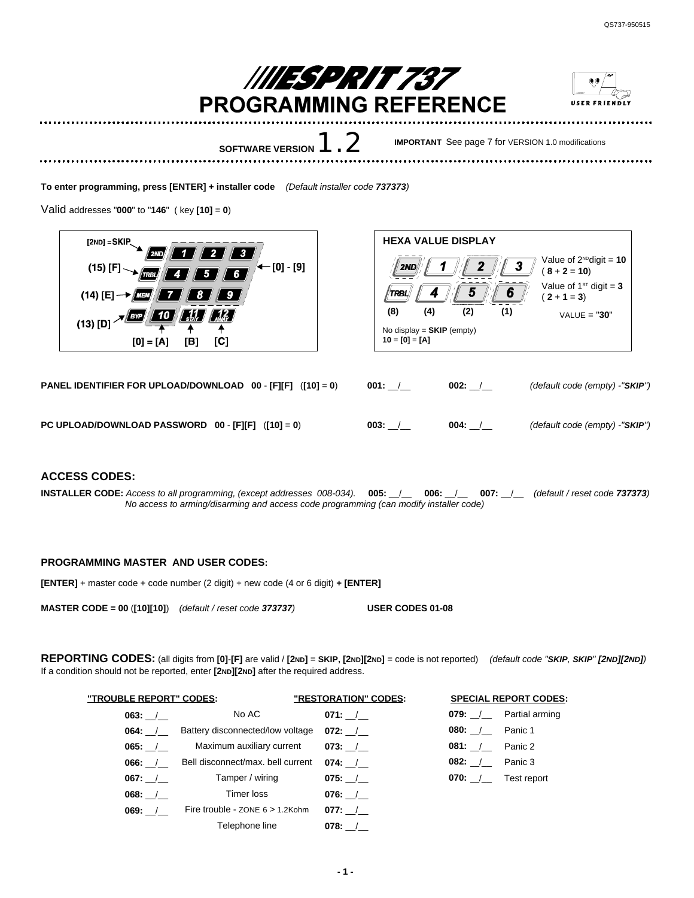# ESPRIT 737 PROGRAMMING REFERENCE

**SOFTWARE VERSION 1.2** — **IMPORTANT** See page 7 for VERSION 1.0 modifications

**To enter programming, press [ENTER] + installer code** *(Default installer code **737373**)*

Valid addresses "**000**" to "**146**" ( key **[10]** = **0**)

[2ND] = SKIP
(15) [F] → TRBL
(14) [E] → MEM
(13) [D] → BYP
[0] - [9] → keys 1–9
[0] = [A] → 10, [B] → 11 STAY, [C] → 12 AWAY

**HEXA VALUE DISPLAY**

| 2ND (8) | 1 (4) | 2 (2) | 3 (1) |
|---|---|---|---|
| TRBL (8) | 4 (4) | 5 (2) | 6 (1) |

Value of 2[ND] digit = **10** ( **8** + **2** = **10**)
Value of 1[ST] digit = **3** ( **2** + **1** = **3**)
VALUE = "**30**"

No display = **SKIP** (empty)
**10** = **[0]** = **[A]**

**PANEL IDENTIFIER FOR UPLOAD/DOWNLOAD 00 - [F][F]** (**[10]** = **0**) — **001:** __/__ **002:** __/__ *(default code (empty) -"**SKIP**")*

**PC UPLOAD/DOWNLOAD PASSWORD 00 - [F][F]** (**[10]** = **0**) — **003:** __/__ **004:** __/__ *(default code (empty) -"**SKIP**")*

## ACCESS CODES:

**INSTALLER CODE:** *Access to all programming, (except addresses 008-034).* **005:** __/__ **006:** __/__ **007:** __/__ *(default / reset code **737373**)*
*No access to arming/disarming and access code programming (can modify installer code)*

### PROGRAMMING MASTER AND USER CODES:

**[ENTER]** + master code + code number (2 digit) + new code (4 or 6 digit) **+ [ENTER]**

**MASTER CODE = 00** (**[10][10]**) *(default / reset code **373737**)* **USER CODES 01-08**

## REPORTING CODES:

(all digits from **[0]**-**[F]** are valid / **[2ND]** = **SKIP, [2ND][2ND]** = code is not reported) *(default code "**SKIP, SKIP**" **[2ND][2ND]**)*
If a condition should not be reported, enter **[2ND][2ND]** after the required address.

| "TROUBLE REPORT" CODES: | | "RESTORATION" CODES: |
|---|---|---|
| **063:** __/__ | No AC | **071:** __/__ |
| **064:** __/__ | Battery disconnected/low voltage | **072:** __/__ |
| **065:** __/__ | Maximum auxiliary current | **073:** __/__ |
| **066:** __/__ | Bell disconnect/max. bell current | **074:** __/__ |
| **067:** __/__ | Tamper / wiring | **075:** __/__ |
| **068:** __/__ | Timer loss | **076:** __/__ |
| **069:** __/__ | Fire trouble - ZONE 6 > 1.2Kohm | **077:** __/__ |
| | Telephone line | **078:** __/__ |

| SPECIAL REPORT CODES: | |
|---|---|
| **079:** __/__ | Partial arming |
| **080:** __/__ | Panic 1 |
| **081:** __/__ | Panic 2 |
| **082:** __/__ | Panic 3 |
| **070:** __/__ | Test report |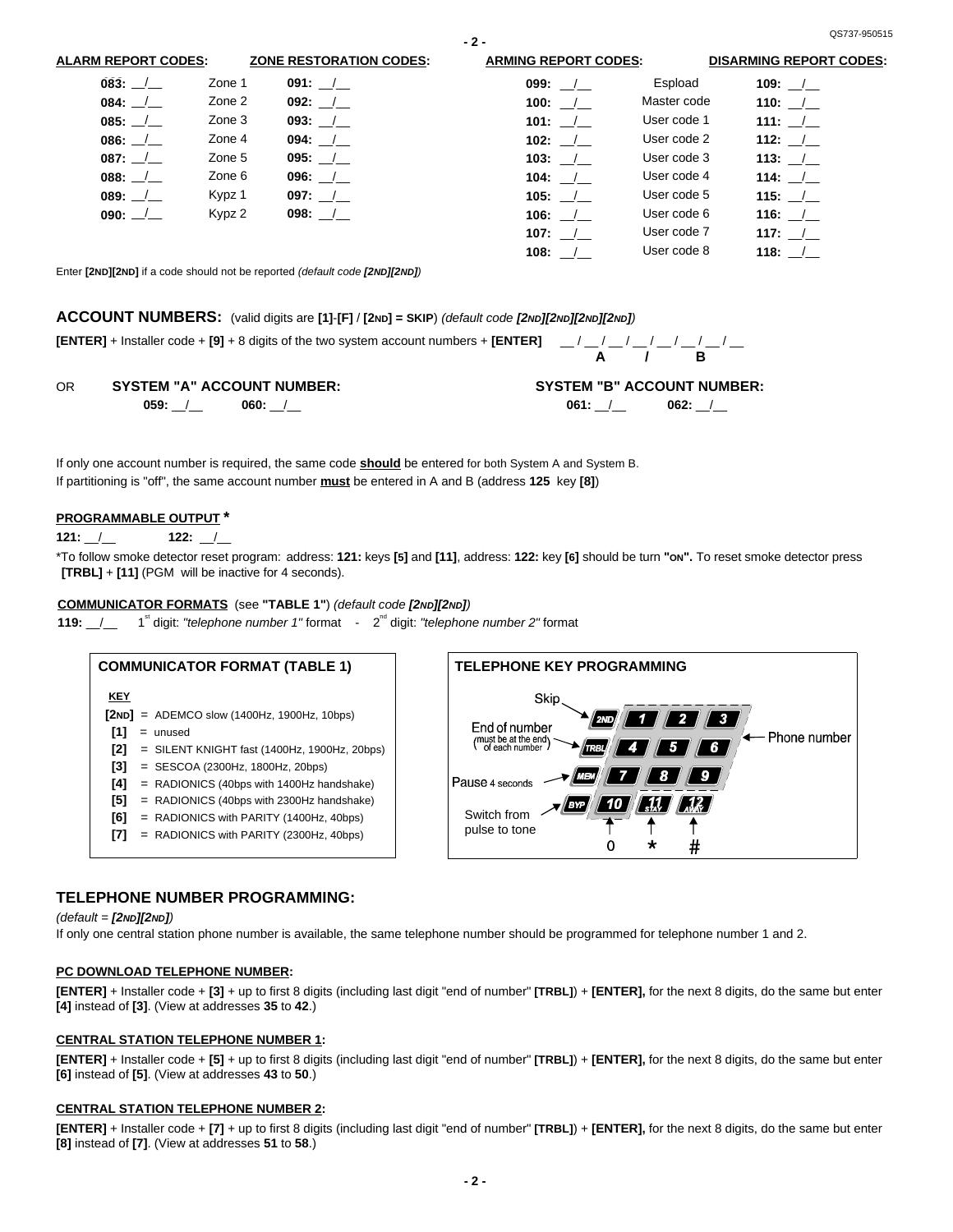| **ALARM REPORT CODES:** | | **ZONE RESTORATION CODES:** |
|---|---|---|
| **083:** __/__ | Zone 1 | **091:** __/__ |
| **084:** __/__ | Zone 2 | **092:** __/__ |
| **085:** __/__ | Zone 3 | **093:** __/__ |
| **086:** __/__ | Zone 4 | **094:** __/__ |
| **087:** __/__ | Zone 5 | **095:** __/__ |
| **088:** __/__ | Zone 6 | **096:** __/__ |
| **089:** __/__ | Kypz 1 | **097:** __/__ |
| **090:** __/__ | Kypz 2 | **098:** __/__ |

| **ARMING REPORT CODES:** | | **DISARMING REPORT CODES:** |
|---|---|---|
| **099:** __/__ | Espload | **109:** __/__ |
| **100:** __/__ | Master code | **110:** __/__ |
| **101:** __/__ | User code 1 | **111:** __/__ |
| **102:** __/__ | User code 2 | **112:** __/__ |
| **103:** __/__ | User code 3 | **113:** __/__ |
| **104:** __/__ | User code 4 | **114:** __/__ |
| **105:** __/__ | User code 5 | **115:** __/__ |
| **106:** __/__ | User code 6 | **116:** __/__ |
| **107:** __/__ | User code 7 | **117:** __/__ |
| **108:** __/__ | User code 8 | **118:** __/__ |

Enter **[2ND][2ND]** if a code should not be reported *(default code **[2ND][2ND]**)*

## ACCOUNT NUMBERS: (valid digits are [1]-[F] / [2ND] = SKIP) *(default code [2ND][2ND][2ND][2ND])*

**[ENTER]** + Installer code + **[9]** + 8 digits of the two system account numbers + **[ENTER]** __ / __ / __ / __ / __ / __ / __ / __ **A / B**

OR **SYSTEM "A" ACCOUNT NUMBER:** **059:** __/__ **060:** __/__

**SYSTEM "B" ACCOUNT NUMBER:** **061:** __/__ **062:** __/__

If only one account number is required, the same code **should** be entered for both System A and System B.
If partitioning is "off", the same account number **must** be entered in A and B (address **125** key **[8]**)

### PROGRAMMABLE OUTPUT *

**121:** __/__ **122:** __/__

*To follow smoke detector reset program: address: **121:** keys **[5]** and **[11]**, address: **122:** key **[6]** should be turn **"ON".** To reset smoke detector press **[TRBL]** + **[11]** (PGM will be inactive for 4 seconds).

### COMMUNICATOR FORMATS (see "TABLE 1") *(default code [2ND][2ND])*

**119:** __/__ 1st digit: *"telephone number 1"* format - 2nd digit: *"telephone number 2"* format

### COMMUNICATOR FORMAT (TABLE 1)

| KEY | | |
|---|---|---|
| [2ND] | = | ADEMCO slow (1400Hz, 1900Hz, 10bps) |
| [1] | = | unused |
| [2] | = | SILENT KNIGHT fast (1400Hz, 1900Hz, 20bps) |
| [3] | = | SESCOA (2300Hz, 1800Hz, 20bps) |
| [4] | = | RADIONICS (40bps with 1400Hz handshake) |
| [5] | = | RADIONICS (40bps with 2300Hz handshake) |
| [6] | = | RADIONICS with PARITY (1400Hz, 40bps) |
| [7] | = | RADIONICS with PARITY (2300Hz, 40bps) |

### TELEPHONE KEY PROGRAMMING

- Skip: 2ND
- End of number (must be at the end of each number): TRBL
- Pause 4 seconds: MEM
- Switch from pulse to tone: BYP
- Phone number: 1–9
- 0: 10
- *: 11 (STAY)
- #: 12 (AWAY)

## TELEPHONE NUMBER PROGRAMMING:

*(default = **[2ND][2ND]**)*
If only one central station phone number is available, the same telephone number should be programmed for telephone number 1 and 2.

### PC DOWNLOAD TELEPHONE NUMBER:

**[ENTER]** + Installer code + **[3]** + up to first 8 digits (including last digit "end of number" **[TRBL]**) + **[ENTER],** for the next 8 digits, do the same but enter **[4]** instead of **[3]**. (View at addresses **35** to **42**.)

### CENTRAL STATION TELEPHONE NUMBER 1:

**[ENTER]** + Installer code + **[5]** + up to first 8 digits (including last digit "end of number" **[TRBL]**) + **[ENTER],** for the next 8 digits, do the same but enter **[6]** instead of **[5]**. (View at addresses **43** to **50**.)

### CENTRAL STATION TELEPHONE NUMBER 2:

**[ENTER]** + Installer code + **[7]** + up to first 8 digits (including last digit "end of number" **[TRBL]**) + **[ENTER],** for the next 8 digits, do the same but enter **[8]** instead of **[7]**. (View at addresses **51** to **58**.)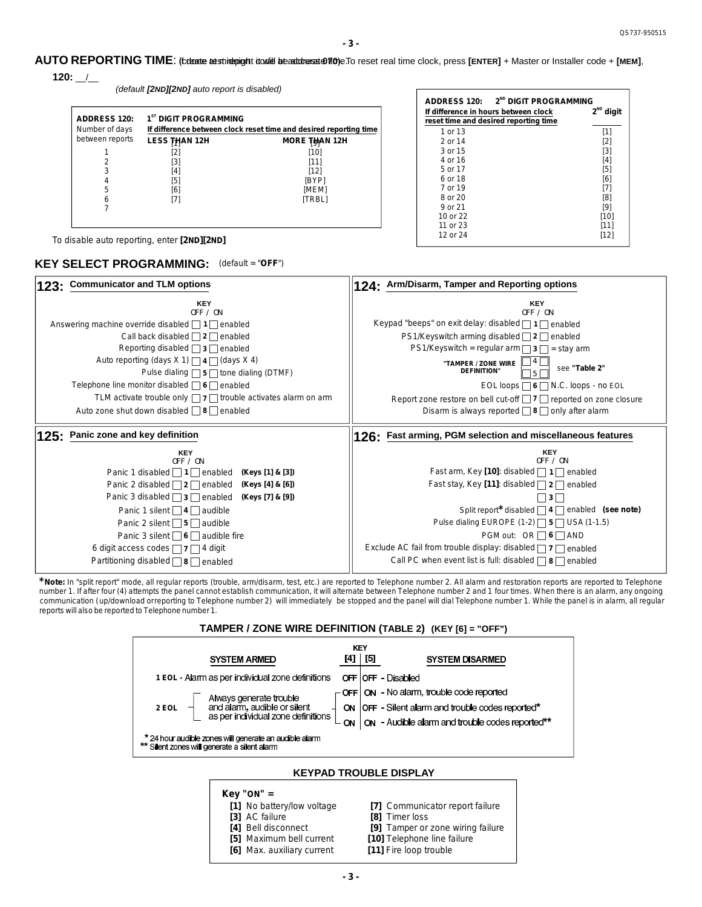## AUTO REPORTING TIME: (create at midnight (could be address 070). To reset real time clock, press **[ENTER]** + Master or Installer code + **[MEM]**,

**120:** __/__

*(default **[2ND][2ND]** auto report is disabled)*

| ADDRESS 120: Number of days between reports | 1ST DIGIT PROGRAMMING — If difference between clock reset time and desired reporting time LESS THAN 12H | MORE THAN 12H |
|---|---|---|
| 1 | [1] [2] | [9] [10] |
| 2 | [3] | [11] |
| 3 | [4] | [12] |
| 4 | [5] | [BYP] |
| 5 | [6] | [MEM] |
| 6 | [7] | [TRBL] |
| 7 | | |

| ADDRESS 120: 2ND DIGIT PROGRAMMING — If difference in hours between clock reset time and desired reporting time | 2ND digit |
|---|---|
| 1 or 13 | [1] |
| 2 or 14 | [2] |
| 3 or 15 | [3] |
| 4 or 16 | [4] |
| 5 or 17 | [5] |
| 6 or 18 | [6] |
| 7 or 19 | [7] |
| 8 or 20 | [8] |
| 9 or 21 | [9] |
| 10 or 22 | [10] |
| 11 or 23 | [11] |
| 12 or 24 | [12] |

To disable auto reporting, enter **[2ND][2ND]**

## KEY SELECT PROGRAMMING: (default = "OFF")

### 123: Communicator and TLM options

| OFF | KEY | ON |
|---|---|---|
| Answering machine override disabled | 1 | enabled |
| Call back disabled | 2 | enabled |
| Reporting disabled | 3 | enabled |
| Auto reporting (days X 1) | 4 | (days X 4) |
| Pulse dialing | 5 | tone dialing (DTMF) |
| Telephone line monitor disabled | 6 | enabled |
| TLM activate trouble only | 7 | trouble activates alarm on arm |
| Auto zone shut down disabled | 8 | enabled |

### 124: Arm/Disarm, Tamper and Reporting options

| OFF | KEY | ON |
|---|---|---|
| Keypad "beeps" on exit delay: disabled | 1 | enabled |
| PS1/Keyswitch arming disabled | 2 | enabled |
| PS1/Keyswitch = regular arm | 3 | = stay arm |
| "TAMPER / ZONE WIRE DEFINITION" | 4, 5 | see "Table 2" |
| EOL loops | 6 | N.C. loops - no EOL |
| Report zone restore on bell cut-off | 7 | reported on zone closure |
| Disarm is always reported | 8 | only after alarm |

### 125: Panic zone and key definition

| OFF | KEY | ON |
|---|---|---|
| Panic 1 disabled | 1 | enabled (Keys [1] & [3]) |
| Panic 2 disabled | 2 | enabled (Keys [4] & [6]) |
| Panic 3 disabled | 3 | enabled (Keys [7] & [9]) |
| Panic 1 silent | 4 | audible |
| Panic 2 silent | 5 | audible |
| Panic 3 silent | 6 | audible fire |
| 6 digit access codes | 7 | 4 digit |
| Partitioning disabled | 8 | enabled |

### 126: Fast arming, PGM selection and miscellaneous features

| OFF | KEY | ON |
|---|---|---|
| Fast arm, Key [10]: disabled | 1 | enabled |
| Fast stay, Key [11]: disabled | 2 | enabled |
| | 3 | |
| Split report* disabled | 4 | enabled (see note) |
| Pulse dialing EUROPE (1-2) | 5 | USA (1-1.5) |
| PGM out: OR | 6 | AND |
| Exclude AC fail from trouble display: disabled | 7 | enabled |
| Call PC when event list is full: disabled | 8 | enabled |

***Note:** In "split report" mode, all regular reports (trouble, arm/disarm, test, etc.) are reported to Telephone number 2. All alarm and restoration reports are reported to Telephone number 1. If after four (4) attempts the panel cannot establish communication, it will alternate between Telephone number 2 and 1 four times. When there is an alarm, any ongoing communication (up/download orreporting to Telephone number 2) will immediately be stopped and the panel will dial Telephone number 1. While the panel is in alarm, all regular reports will also be reported to Telephone number 1.

### TAMPER / ZONE WIRE DEFINITION (TABLE 2) (KEY [6] = "OFF")

| | SYSTEM ARMED | KEY [4] | KEY [5] | SYSTEM DISARMED |
|---|---|---|---|---|
| 1 EOL | Alarm as per individual zone definitions | OFF | OFF | Disabled |
| 2 EOL | Always generate trouble and alarm, audible or silent as per individual zone definitions | OFF | ON | No alarm, trouble code reported |
| | | ON | OFF | Silent alarm and trouble codes reported* |
| | | ON | ON | Audible alarm and trouble codes reported** |

\* 24 hour audible zones will generate an audible alarm
\*\* Silent zones will generate a silent alarm

### KEYPAD TROUBLE DISPLAY

**Key "ON" =**

- **[1]** No battery/low voltage
- **[3]** AC failure
- **[4]** Bell disconnect
- **[5]** Maximum bell current
- **[6]** Max. auxiliary current
- **[7]** Communicator report failure
- **[8]** Timer loss
- **[9]** Tamper or zone wiring failure
- **[10]** Telephone line failure
- **[11]** Fire loop trouble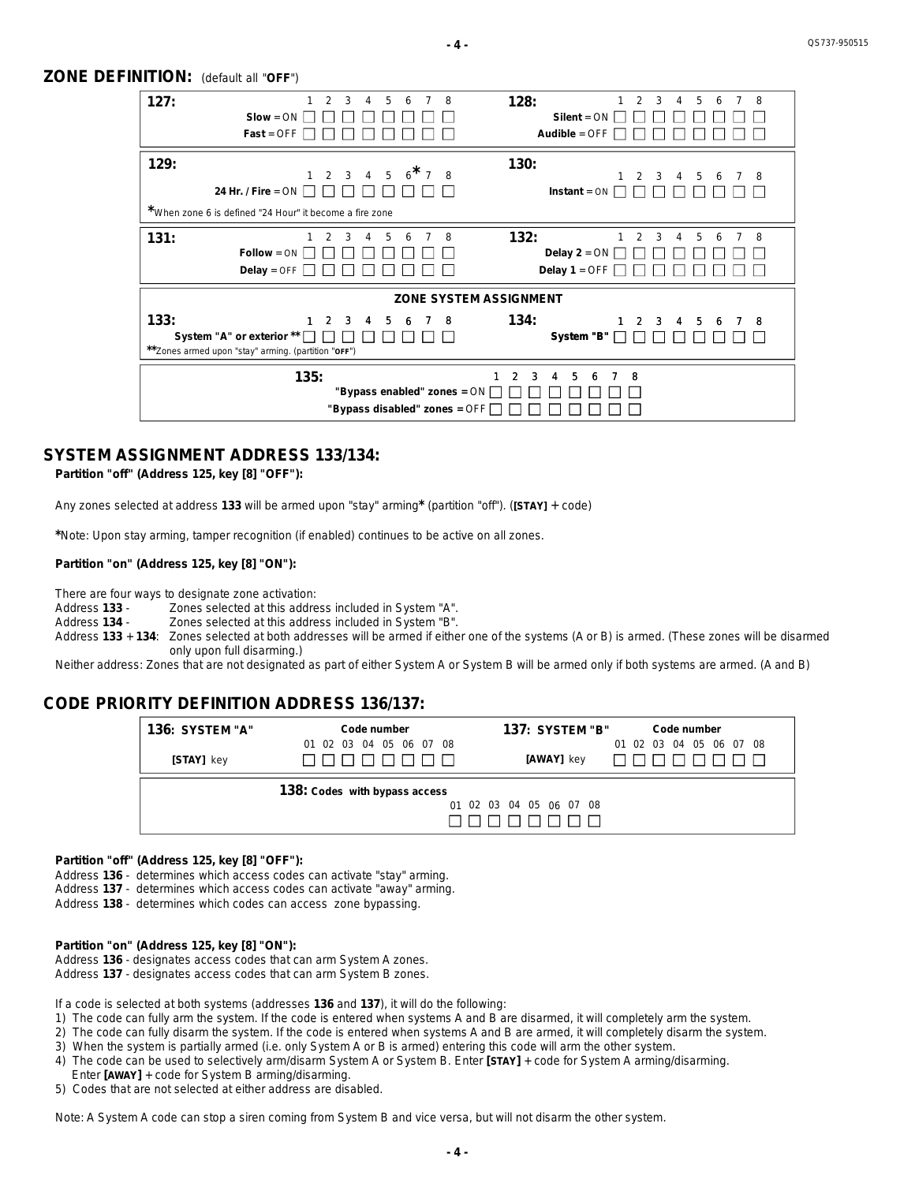## ZONE DEFINITION: (default all "**OFF**")

**127:**

| | 1 | 2 | 3 | 4 | 5 | 6 | 7 | 8 |
|---|---|---|---|---|---|---|---|---|
| **Slow** = ON | ☐ | ☐ | ☐ | ☐ | ☐ | ☐ | ☐ | ☐ |
| **Fast** = OFF | ☐ | ☐ | ☐ | ☐ | ☐ | ☐ | ☐ | ☐ |

**128:**

| | 1 | 2 | 3 | 4 | 5 | 6 | 7 | 8 |
|---|---|---|---|---|---|---|---|---|
| **Silent** = ON | ☐ | ☐ | ☐ | ☐ | ☐ | ☐ | ☐ | ☐ |
| **Audible** = OFF | ☐ | ☐ | ☐ | ☐ | ☐ | ☐ | ☐ | ☐ |

**129:**

| | 1 | 2 | 3 | 4 | 5 | 6* | 7 | 8 |
|---|---|---|---|---|---|---|---|---|
| **24 Hr. / Fire** = ON | ☐ | ☐ | ☐ | ☐ | ☐ | ☐ | ☐ | ☐ |

*When zone 6 is defined "24 Hour" it become a fire zone

**130:**

| | 1 | 2 | 3 | 4 | 5 | 6 | 7 | 8 |
|---|---|---|---|---|---|---|---|---|
| **Instant** = ON | ☐ | ☐ | ☐ | ☐ | ☐ | ☐ | ☐ | ☐ |

**131:**

| | 1 | 2 | 3 | 4 | 5 | 6 | 7 | 8 |
|---|---|---|---|---|---|---|---|---|
| **Follow** = ON | ☐ | ☐ | ☐ | ☐ | ☐ | ☐ | ☐ | ☐ |
| **Delay** = OFF | ☐ | ☐ | ☐ | ☐ | ☐ | ☐ | ☐ | ☐ |

**132:**

| | 1 | 2 | 3 | 4 | 5 | 6 | 7 | 8 |
|---|---|---|---|---|---|---|---|---|
| **Delay 2** = ON | ☐ | ☐ | ☐ | ☐ | ☐ | ☐ | ☐ | ☐ |
| **Delay 1** = OFF | ☐ | ☐ | ☐ | ☐ | ☐ | ☐ | ☐ | ☐ |

**ZONE SYSTEM ASSIGNMENT**

**133:**

| | 1 | 2 | 3 | 4 | 5 | 6 | 7 | 8 |
|---|---|---|---|---|---|---|---|---|
| **System "A" or exterior \*\*** | ☐ | ☐ | ☐ | ☐ | ☐ | ☐ | ☐ | ☐ |

**Zones armed upon "stay" arming. (partition "OFF")

**134:**

| | 1 | 2 | 3 | 4 | 5 | 6 | 7 | 8 |
|---|---|---|---|---|---|---|---|---|
| **System "B"** | ☐ | ☐ | ☐ | ☐ | ☐ | ☐ | ☐ | ☐ |

**135:**

| | 1 | 2 | 3 | 4 | 5 | 6 | 7 | 8 |
|---|---|---|---|---|---|---|---|---|
| **"Bypass enabled" zones** = ON | ☐ | ☐ | ☐ | ☐ | ☐ | ☐ | ☐ | ☐ |
| **"Bypass disabled" zones** = OFF | ☐ | ☐ | ☐ | ☐ | ☐ | ☐ | ☐ | ☐ |

## SYSTEM ASSIGNMENT ADDRESS 133/134:

**Partition "off" (Address 125, key [8] "OFF"):**

Any zones selected at address **133** will be armed upon "stay" arming***** (partition "off"). (**[STAY]** + code)

*****Note: Upon stay arming, tamper recognition (if enabled) continues to be active on all zones.

**Partition "on" (Address 125, key [8] "ON"):**

There are four ways to designate zone activation:

Address **133** - Zones selected at this address included in System "A".
Address **134** - Zones selected at this address included in System "B".
Address **133** + **134**: Zones selected at both addresses will be armed if either one of the systems (A or B) is armed. (These zones will be disarmed only upon full disarming.)
Neither address: Zones that are not designated as part of either System A or System B will be armed only if both systems are armed. (A and B)

## CODE PRIORITY DEFINITION ADDRESS 136/137:

**136: SYSTEM "A"** — Code number

| | 01 | 02 | 03 | 04 | 05 | 06 | 07 | 08 |
|---|---|---|---|---|---|---|---|---|
| **[STAY]** key | ☐ | ☐ | ☐ | ☐ | ☐ | ☐ | ☐ | ☐ |

**137: SYSTEM "B"** — Code number

| | 01 | 02 | 03 | 04 | 05 | 06 | 07 | 08 |
|---|---|---|---|---|---|---|---|---|
| **[AWAY]** key | ☐ | ☐ | ☐ | ☐ | ☐ | ☐ | ☐ | ☐ |

**138: Codes with bypass access**

| 01 | 02 | 03 | 04 | 05 | 06 | 07 | 08 |
|---|---|---|---|---|---|---|---|
| ☐ | ☐ | ☐ | ☐ | ☐ | ☐ | ☐ | ☐ |

**Partition "off" (Address 125, key [8] "OFF"):**

Address **136** - determines which access codes can activate "stay" arming.
Address **137** - determines which access codes can activate "away" arming.
Address **138** - determines which codes can access zone bypassing.

**Partition "on" (Address 125, key [8] "ON"):**

Address **136** - designates access codes that can arm System A zones.
Address **137** - designates access codes that can arm System B zones.

If a code is selected at both systems (addresses **136** and **137**), it will do the following:

1) The code can fully arm the system. If the code is entered when systems A and B are disarmed, it will completely arm the system.
2) The code can fully disarm the system. If the code is entered when systems A and B are armed, it will completely disarm the system.
3) When the system is partially armed (i.e. only System A or B is armed) entering this code will arm the other system.
4) The code can be used to selectively arm/disarm System A or System B. Enter **[STAY]** + code for System A arming/disarming. Enter **[AWAY]** + code for System B arming/disarming.
5) Codes that are not selected at either address are disabled.

Note: A System A code can stop a siren coming from System B and vice versa, but will not disarm the other system.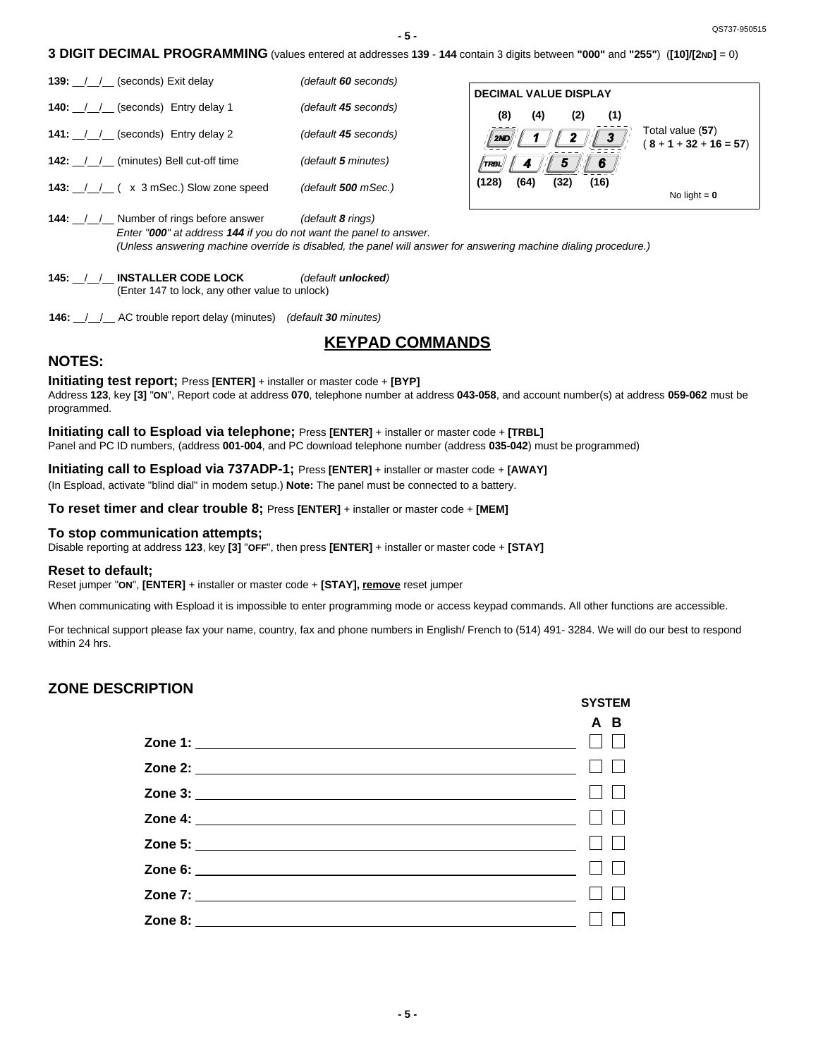**3 DIGIT DECIMAL PROGRAMMING** (values entered at addresses **139** - **144** contain 3 digits between **"000"** and **"255"**) (**[10]/[2ND]** = 0)

**139:** \_\_/\_\_/\_\_ (seconds) Exit delay *(default **60** seconds)*

**140:** \_\_/\_\_/\_\_ (seconds) Entry delay 1 *(default **45** seconds)*

**141:** \_\_/\_\_/\_\_ (seconds) Entry delay 2 *(default **45** seconds)*

**142:** \_\_/\_\_/\_\_ (minutes) Bell cut-off time *(default **5** minutes)*

**143:** \_\_/\_\_/\_\_ ( x 3 mSec.) Slow zone speed *(default **500** mSec.)*

**DECIMAL VALUE DISPLAY**

| (8) | (4) | (2) | (1) | |
|---|---|---|---|---|
| 2ND | 1 | 2 | 3 | Total value (**57**) ( **8** + **1** + **32** + **16** = **57**) |
| TRBL | 4 | 5 | 6 | |
| (128) | (64) | (32) | (16) | No light = **0** |

**144:** \_\_/\_\_/\_\_ Number of rings before answer *(default **8** rings)*
*Enter "**000**" at address **144** if you do not want the panel to answer.*
*(Unless answering machine override is disabled, the panel will answer for answering machine dialing procedure.)*

**145:** \_\_/\_\_/\_\_ **INSTALLER CODE LOCK** *(default **unlocked**)*
(Enter 147 to lock, any other value to unlock)

**146:** \_\_/\_\_/\_\_ AC trouble report delay (minutes) *(default **30** minutes)*

## KEYPAD COMMANDS

## NOTES:

**Initiating test report;** Press **[ENTER]** + installer or master code + **[BYP]**
Address **123**, key **[3]** "**ON**", Report code at address **070**, telephone number at address **043-058**, and account number(s) at address **059-062** must be programmed.

**Initiating call to Espload via telephone;** Press **[ENTER]** + installer or master code + **[TRBL]**
Panel and PC ID numbers, (address **001-004**, and PC download telephone number (address **035-042**) must be programmed)

**Initiating call to Espload via 737ADP-1;** Press **[ENTER]** + installer or master code + **[AWAY]**
(In Espload, activate "blind dial" in modem setup.) **Note:** The panel must be connected to a battery.

**To reset timer and clear trouble 8;** Press **[ENTER]** + installer or master code + **[MEM]**

**To stop communication attempts;**
Disable reporting at address **123**, key **[3]** "**OFF**", then press **[ENTER]** + installer or master code + **[STAY]**

**Reset to default;**
Reset jumper "**ON**", **[ENTER]** + installer or master code + **[STAY], remove** reset jumper

When communicating with Espload it is impossible to enter programming mode or access keypad commands. All other functions are accessible.

For technical support please fax your name, country, fax and phone numbers in English/ French to (514) 491- 3284. We will do our best to respond within 24 hrs.

## ZONE DESCRIPTION

| | SYSTEM A | SYSTEM B |
|---|---|---|
| **Zone 1:** \_\_\_\_\_\_\_\_\_\_\_\_\_\_\_\_\_\_\_\_ | ☐ | ☐ |
| **Zone 2:** \_\_\_\_\_\_\_\_\_\_\_\_\_\_\_\_\_\_\_\_ | ☐ | ☐ |
| **Zone 3:** \_\_\_\_\_\_\_\_\_\_\_\_\_\_\_\_\_\_\_\_ | ☐ | ☐ |
| **Zone 4:** \_\_\_\_\_\_\_\_\_\_\_\_\_\_\_\_\_\_\_\_ | ☐ | ☐ |
| **Zone 5:** \_\_\_\_\_\_\_\_\_\_\_\_\_\_\_\_\_\_\_\_ | ☐ | ☐ |
| **Zone 6:** \_\_\_\_\_\_\_\_\_\_\_\_\_\_\_\_\_\_\_\_ | ☐ | ☐ |
| **Zone 7:** \_\_\_\_\_\_\_\_\_\_\_\_\_\_\_\_\_\_\_\_ | ☐ | ☐ |
| **Zone 8:** \_\_\_\_\_\_\_\_\_\_\_\_\_\_\_\_\_\_\_\_ | ☐ | ☐ |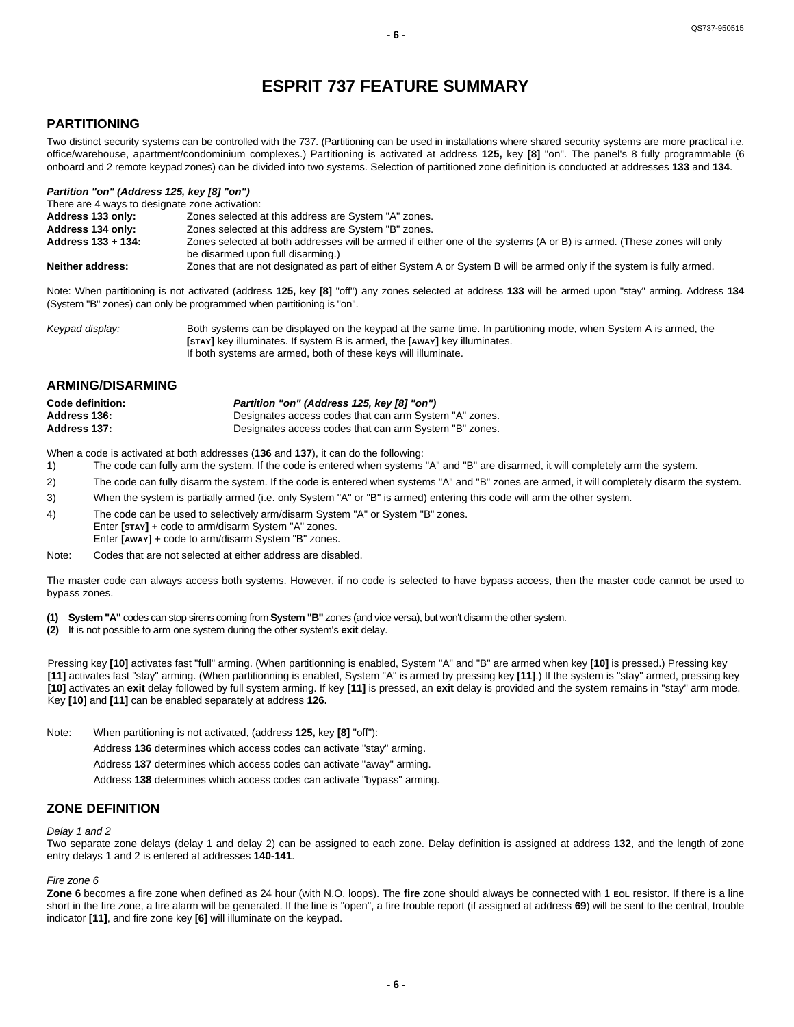# ESPRIT 737 FEATURE SUMMARY

## PARTITIONING

Two distinct security systems can be controlled with the 737. (Partitioning can be used in installations where shared security systems are more practical i.e. office/warehouse, apartment/condominium complexes.) Partitioning is activated at address **125,** key **[8]** "on". The panel's 8 fully programmable (6 onboard and 2 remote keypad zones) can be divided into two systems. Selection of partitioned zone definition is conducted at addresses **133** and **134**.

***Partition "on" (Address 125, key [8] "on")***

There are 4 ways to designate zone activation:

| | |
|---|---|
| **Address 133 only:** | Zones selected at this address are System "A" zones. |
| **Address 134 only:** | Zones selected at this address are System "B" zones. |
| **Address 133 + 134:** | Zones selected at both addresses will be armed if either one of the systems (A or B) is armed. (These zones will only be disarmed upon full disarming.) |
| **Neither address:** | Zones that are not designated as part of either System A or System B will be armed only if the system is fully armed. |

Note: When partitioning is not activated (address **125,** key **[8]** "off") any zones selected at address **133** will be armed upon "stay" arming. Address **134** (System "B" zones) can only be programmed when partitioning is "on".

*Keypad display:* Both systems can be displayed on the keypad at the same time. In partitioning mode, when System A is armed, the **[STAY]** key illuminates. If system B is armed, the **[AWAY]** key illuminates. If both systems are armed, both of these keys will illuminate.

## ARMING/DISARMING

| | |
|---|---|
| **Code definition:** | ***Partition "on" (Address 125, key [8] "on")*** |
| **Address 136:** | Designates access codes that can arm System "A" zones. |
| **Address 137:** | Designates access codes that can arm System "B" zones. |

When a code is activated at both addresses (**136** and **137**), it can do the following:

1) The code can fully arm the system. If the code is entered when systems "A" and "B" are disarmed, it will completely arm the system.
2) The code can fully disarm the system. If the code is entered when systems "A" and "B" zones are armed, it will completely disarm the system.
3) When the system is partially armed (i.e. only System "A" or "B" is armed) entering this code will arm the other system.
4) The code can be used to selectively arm/disarm System "A" or System "B" zones.
   Enter **[STAY]** + code to arm/disarm System "A" zones.
   Enter **[AWAY]** + code to arm/disarm System "B" zones.

Note: Codes that are not selected at either address are disabled.

The master code can always access both systems. However, if no code is selected to have bypass access, then the master code cannot be used to bypass zones.

**(1) System "A"** codes can stop sirens coming from **System "B"** zones (and vice versa), but won't disarm the other system.
**(2)** It is not possible to arm one system during the other system's **exit** delay.

Pressing key **[10]** activates fast "full" arming. (When partitionning is enabled, System "A" and "B" are armed when key **[10]** is pressed.) Pressing key **[11]** activates fast "stay" arming. (When partitionning is enabled, System "A" is armed by pressing key **[11]**.) If the system is "stay" armed, pressing key **[10]** activates an **exit** delay followed by full system arming. If key **[11]** is pressed, an **exit** delay is provided and the system remains in "stay" arm mode. Key **[10]** and **[11]** can be enabled separately at address **126.**

Note: When partitioning is not activated, (address **125,** key **[8]** "off"):
Address **136** determines which access codes can activate "stay" arming.
Address **137** determines which access codes can activate "away" arming.
Address **138** determines which access codes can activate "bypass" arming.

## ZONE DEFINITION

*Delay 1 and 2*

Two separate zone delays (delay 1 and delay 2) can be assigned to each zone. Delay definition is assigned at address **132**, and the length of zone entry delays 1 and 2 is entered at addresses **140-141**.

*Fire zone 6*

**Zone 6** becomes a fire zone when defined as 24 hour (with N.O. loops). The **fire** zone should always be connected with 1 **EOL** resistor. If there is a line short in the fire zone, a fire alarm will be generated. If the line is "open", a fire trouble report (if assigned at address **69**) will be sent to the central, trouble indicator **[11]**, and fire zone key **[6]** will illuminate on the keypad.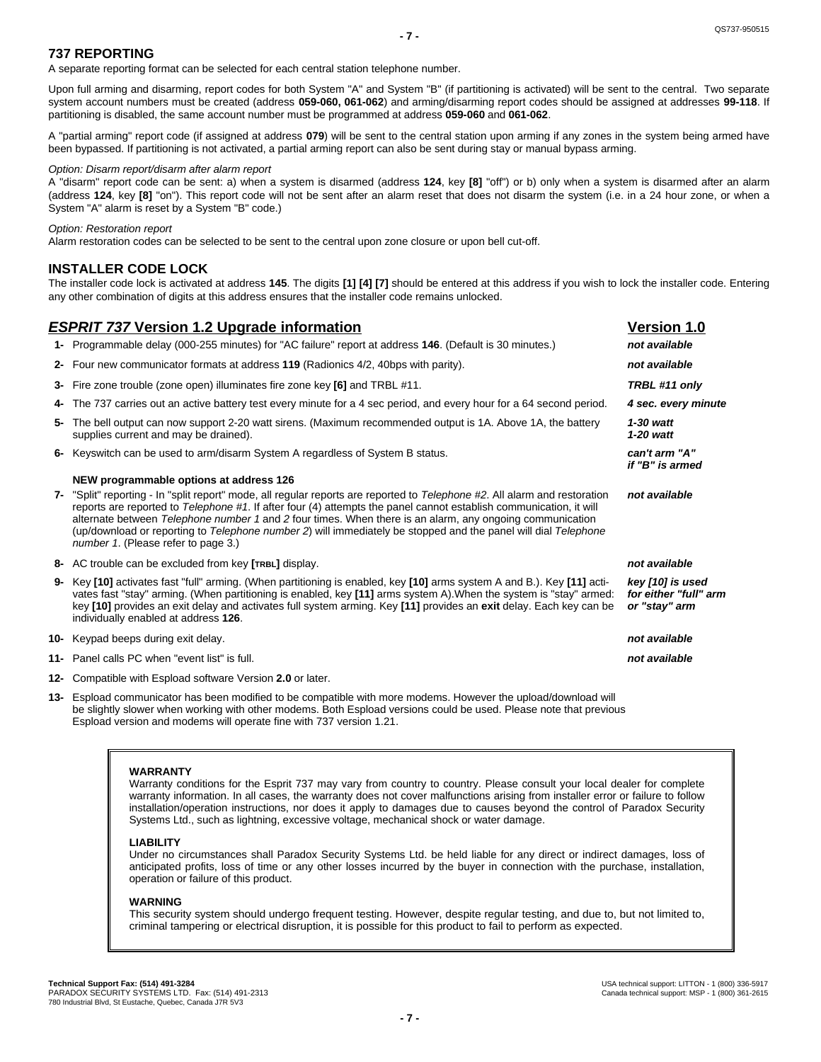## 737 REPORTING

A separate reporting format can be selected for each central station telephone number.

Upon full arming and disarming, report codes for both System "A" and System "B" (if partitioning is activated) will be sent to the central. Two separate system account numbers must be created (address **059-060, 061-062**) and arming/disarming report codes should be assigned at addresses **99-118**. If partitioning is disabled, the same account number must be programmed at address **059-060** and **061-062**.

A "partial arming" report code (if assigned at address **079**) will be sent to the central station upon arming if any zones in the system being armed have been bypassed. If partitioning is not activated, a partial arming report can also be sent during stay or manual bypass arming.

*Option: Disarm report/disarm after alarm report*
A "disarm" report code can be sent: a) when a system is disarmed (address **124**, key **[8]** "off") or b) only when a system is disarmed after an alarm (address **124**, key **[8]** "on"). This report code will not be sent after an alarm reset that does not disarm the system (i.e. in a 24 hour zone, or when a System "A" alarm is reset by a System "B" code.)

*Option: Restoration report*
Alarm restoration codes can be selected to be sent to the central upon zone closure or upon bell cut-off.

## INSTALLER CODE LOCK

The installer code lock is activated at address **145**. The digits **[1] [4] [7]** should be entered at this address if you wish to lock the installer code. Entering any other combination of digits at this address ensures that the installer code remains unlocked.

| | ***ESPRIT 737* Version 1.2 Upgrade information** | **Version 1.0** |
|---|---|---|
| 1- | Programmable delay (000-255 minutes) for "AC failure" report at address **146**. (Default is 30 minutes.) | ***not available*** |
| 2- | Four new communicator formats at address **119** (Radionics 4/2, 40bps with parity). | ***not available*** |
| 3- | Fire zone trouble (zone open) illuminates fire zone key **[6]** and TRBL #11. | ***TRBL #11 only*** |
| 4- | The 737 carries out an active battery test every minute for a 4 sec period, and every hour for a 64 second period. | ***4 sec. every minute*** |
| 5- | The bell output can now support 2-20 watt sirens. (Maximum recommended output is 1A. Above 1A, the battery supplies current and may be drained). | ***1-30 watt 1-20 watt*** |
| 6- | Keyswitch can be used to arm/disarm System A regardless of System B status. | ***can't arm "A" if "B" is armed*** |
| | **NEW programmable options at address 126** | |
| 7- | "Split" reporting - In "split report" mode, all regular reports are reported to *Telephone #2*. All alarm and restoration reports are reported to *Telephone #1*. If after four (4) attempts the panel cannot establish communication, it will alternate between *Telephone number 1* and *2* four times. When there is an alarm, any ongoing communication (up/download or reporting to *Telephone number 2*) will immediately be stopped and the panel will dial *Telephone number 1*. (Please refer to page 3.) | ***not available*** |
| 8- | AC trouble can be excluded from key **[TRBL]** display. | ***not available*** |
| 9- | Key **[10]** activates fast "full" arming. (When partitioning is enabled, key **[10]** arms system A and B.). Key **[11]** activates fast "stay" arming. (When partitioning is enabled, key **[11]** arms system A).When the system is "stay" armed: key **[10]** provides an exit delay and activates full system arming. Key **[11]** provides an **exit** delay. Each key can be individually enabled at address **126**. | ***key [10] is used for either "full" arm or "stay" arm*** |
| 10- | Keypad beeps during exit delay. | ***not available*** |
| 11- | Panel calls PC when "event list" is full. | ***not available*** |
| 12- | Compatible with Espload software Version **2.0** or later. | |
| 13- | Espload communicator has been modified to be compatible with more modems. However the upload/download will be slightly slower when working with other modems. Both Espload versions could be used. Please note that previous Espload version and modems will operate fine with 737 version 1.21. | |

**WARRANTY**
Warranty conditions for the Esprit 737 may vary from country to country. Please consult your local dealer for complete warranty information. In all cases, the warranty does not cover malfunctions arising from installer error or failure to follow installation/operation instructions, nor does it apply to damages due to causes beyond the control of Paradox Security Systems Ltd., such as lightning, excessive voltage, mechanical shock or water damage.

**LIABILITY**
Under no circumstances shall Paradox Security Systems Ltd. be held liable for any direct or indirect damages, loss of anticipated profits, loss of time or any other losses incurred by the buyer in connection with the purchase, installation, operation or failure of this product.

**WARNING**
This security system should undergo frequent testing. However, despite regular testing, and due to, but not limited to, criminal tampering or electrical disruption, it is possible for this product to fail to perform as expected.

**Technical Support Fax: (514) 491-3284**
PARADOX SECURITY SYSTEMS LTD. Fax: (514) 491-2313
780 Industrial Blvd, St Eustache, Quebec, Canada J7R 5V3

USA technical support: LITTON - 1 (800) 336-5917
Canada technical support: MSP - 1 (800) 361-2615